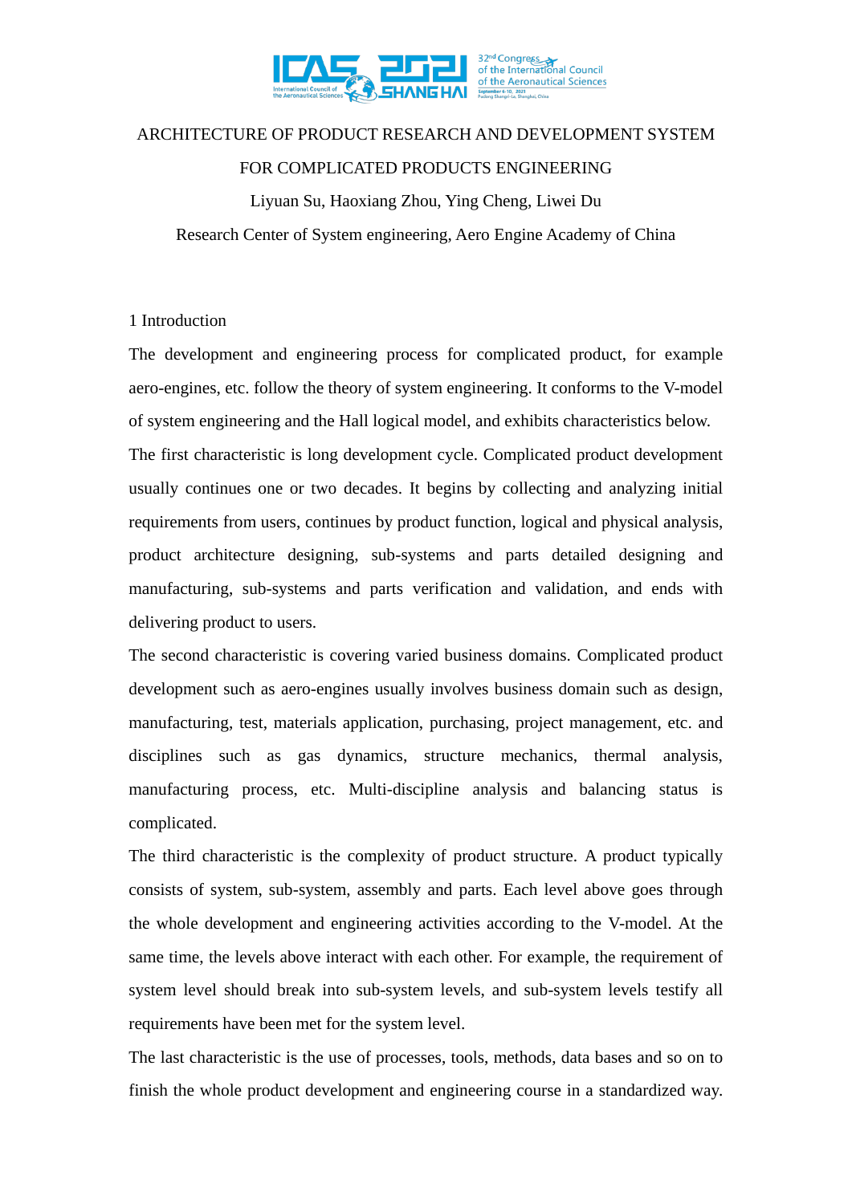# ARCHITECTURE OF PRODUCT RESEARCH AND DEVELOPMENT SYSTEM FOR COMPLICATED PRODUCTS ENGINEERING

Liyuan Su, Haoxiang Zhou, Ying Cheng, Liwei Du

Research Center of System engineering, Aero Engine Academy of China

## 1 Introduction

The development and engineering process for complicated product, for example aero-engines, etc. follow the theory of system engineering. It conforms to the V-model of system engineering and the Hall logical model, and exhibits characteristics below.

The first characteristic is long development cycle. Complicated product development usually continues one or two decades. It begins by collecting and analyzing initial requirements from users, continues by product function, logical and physical analysis, product architecture designing, sub-systems and parts detailed designing and manufacturing, sub-systems and parts verification and validation, and ends with delivering product to users.

The second characteristic is covering varied business domains. Complicated product development such as aero-engines usually involves business domain such as design, manufacturing, test, materials application, purchasing, project management, etc. and disciplines such as gas dynamics, structure mechanics, thermal analysis, manufacturing process, etc. Multi-discipline analysis and balancing status is complicated.

The third characteristic is the complexity of product structure. A product typically consists of system, sub-system, assembly and parts. Each level above goes through the whole development and engineering activities according to the V-model. At the same time, the levels above interact with each other. For example, the requirement of system level should break into sub-system levels, and sub-system levels testify all requirements have been met for the system level.

The last characteristic is the use of processes, tools, methods, data bases and so on to finish the whole product development and engineering course in a standardized way.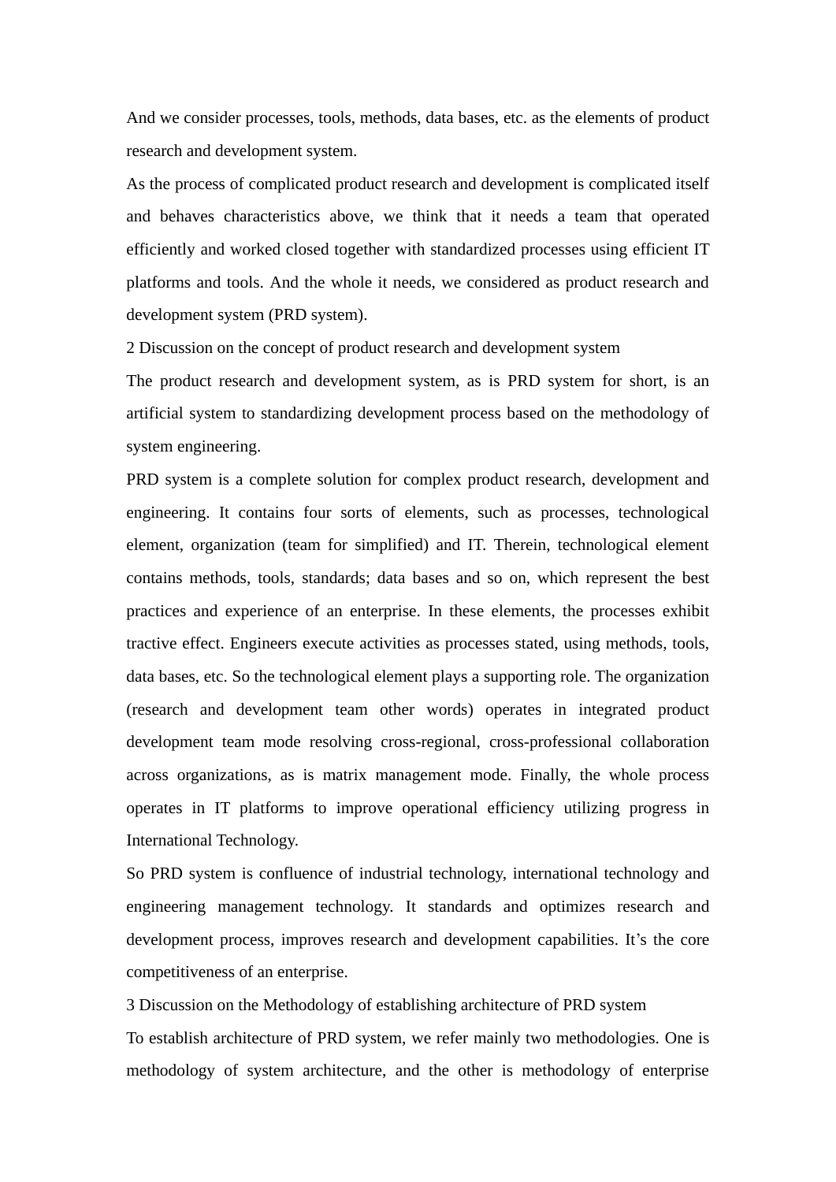And we consider processes, tools, methods, data bases, etc. as the elements of product research and development system.

As the process of complicated product research and development is complicated itself and behaves characteristics above, we think that it needs a team that operated efficiently and worked closed together with standardized processes using efficient IT platforms and tools. And the whole it needs, we considered as product research and development system (PRD system).

## 2 Discussion on the concept of product research and development system

The product research and development system, as is PRD system for short, is an artificial system to standardizing development process based on the methodology of system engineering.

PRD system is a complete solution for complex product research, development and engineering. It contains four sorts of elements, such as processes, technological element, organization (team for simplified) and IT. Therein, technological element contains methods, tools, standards; data bases and so on, which represent the best practices and experience of an enterprise. In these elements, the processes exhibit tractive effect. Engineers execute activities as processes stated, using methods, tools, data bases, etc. So the technological element plays a supporting role. The organization (research and development team other words) operates in integrated product development team mode resolving cross-regional, cross-professional collaboration across organizations, as is matrix management mode. Finally, the whole process operates in IT platforms to improve operational efficiency utilizing progress in International Technology.

So PRD system is confluence of industrial technology, international technology and engineering management technology. It standards and optimizes research and development process, improves research and development capabilities. It's the core competitiveness of an enterprise.

## 3 Discussion on the Methodology of establishing architecture of PRD system

To establish architecture of PRD system, we refer mainly two methodologies. One is methodology of system architecture, and the other is methodology of enterprise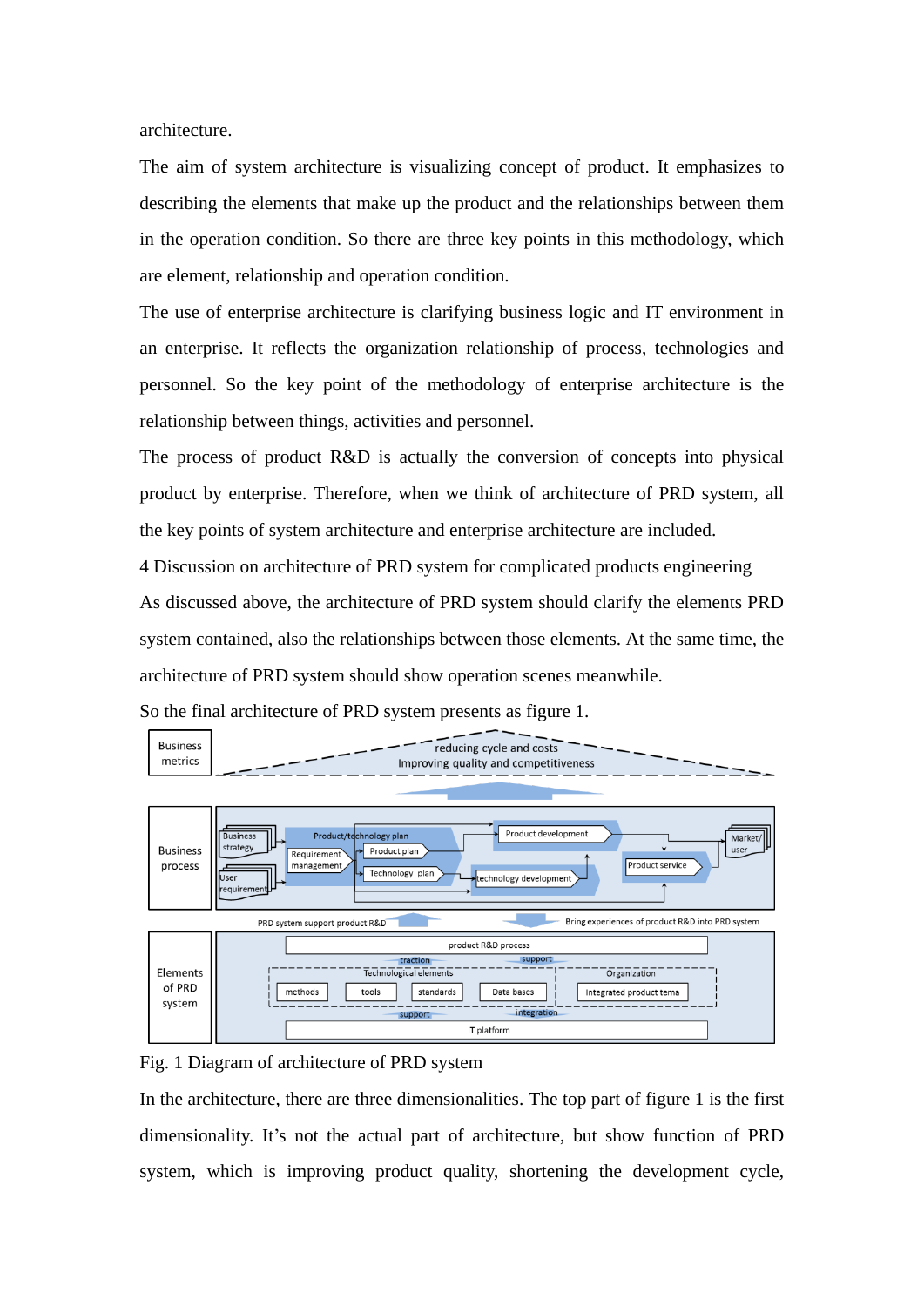architecture.

The aim of system architecture is visualizing concept of product. It emphasizes to describing the elements that make up the product and the relationships between them in the operation condition. So there are three key points in this methodology, which are element, relationship and operation condition.

The use of enterprise architecture is clarifying business logic and IT environment in an enterprise. It reflects the organization relationship of process, technologies and personnel. So the key point of the methodology of enterprise architecture is the relationship between things, activities and personnel.

The process of product R&D is actually the conversion of concepts into physical product by enterprise. Therefore, when we think of architecture of PRD system, all the key points of system architecture and enterprise architecture are included.

## 4 Discussion on architecture of PRD system for complicated products engineering

As discussed above, the architecture of PRD system should clarify the elements PRD system contained, also the relationships between those elements. At the same time, the architecture of PRD system should show operation scenes meanwhile.

So the final architecture of PRD system presents as figure 1.

Fig. 1 Diagram of architecture of PRD system

In the architecture, there are three dimensionalities. The top part of figure 1 is the first dimensionality. It's not the actual part of architecture, but show function of PRD system, which is improving product quality, shortening the development cycle,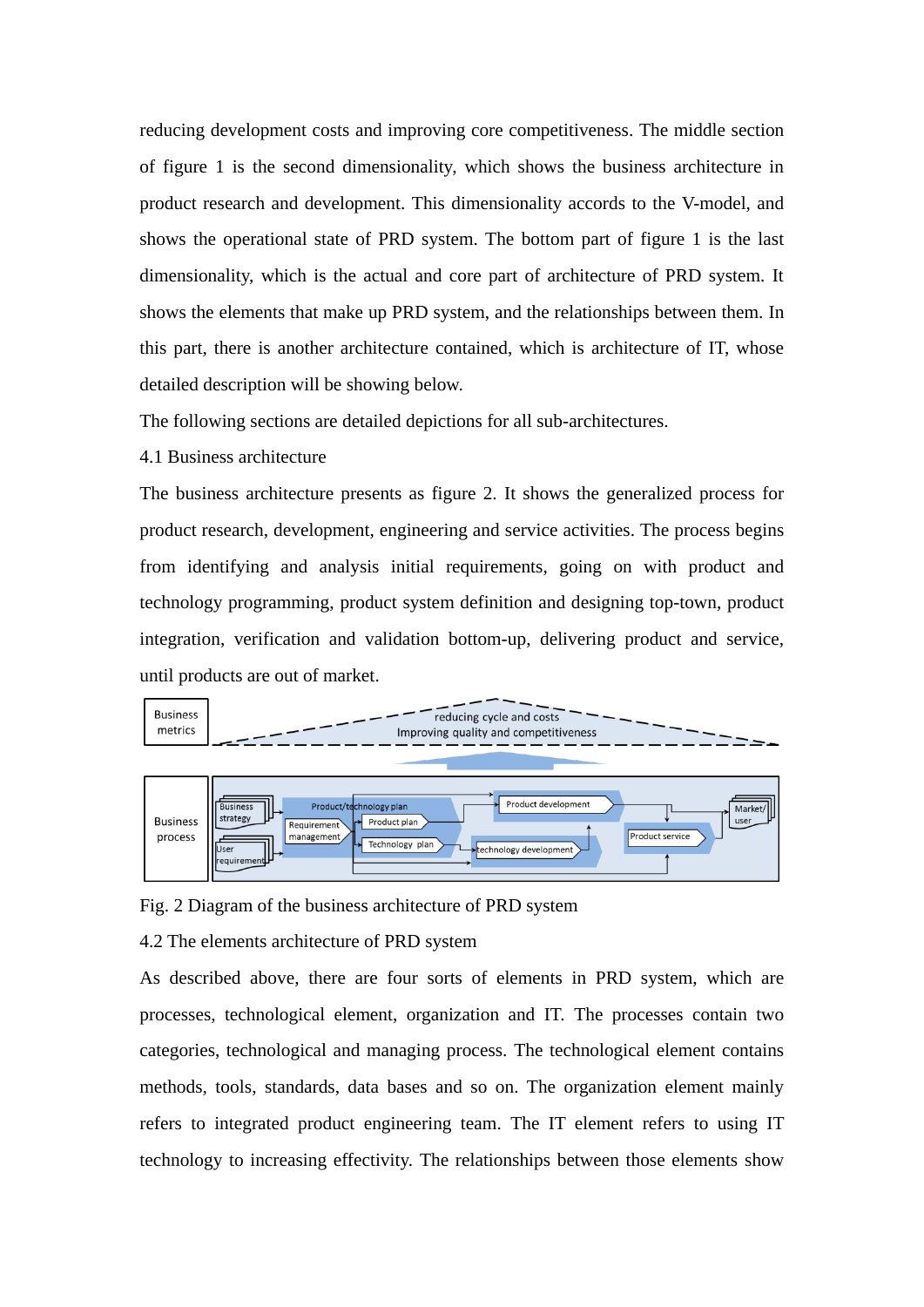reducing development costs and improving core competitiveness. The middle section of figure 1 is the second dimensionality, which shows the business architecture in product research and development. This dimensionality accords to the V-model, and shows the operational state of PRD system. The bottom part of figure 1 is the last dimensionality, which is the actual and core part of architecture of PRD system. It shows the elements that make up PRD system, and the relationships between them. In this part, there is another architecture contained, which is architecture of IT, whose detailed description will be showing below.

The following sections are detailed depictions for all sub-architectures.

### 4.1 Business architecture

The business architecture presents as figure 2. It shows the generalized process for product research, development, engineering and service activities. The process begins from identifying and analysis initial requirements, going on with product and technology programming, product system definition and designing top-town, product integration, verification and validation bottom-up, delivering product and service, until products are out of market.

Fig. 2 Diagram of the business architecture of PRD system

### 4.2 The elements architecture of PRD system

As described above, there are four sorts of elements in PRD system, which are processes, technological element, organization and IT. The processes contain two categories, technological and managing process. The technological element contains methods, tools, standards, data bases and so on. The organization element mainly refers to integrated product engineering team. The IT element refers to using IT technology to increasing effectivity. The relationships between those elements show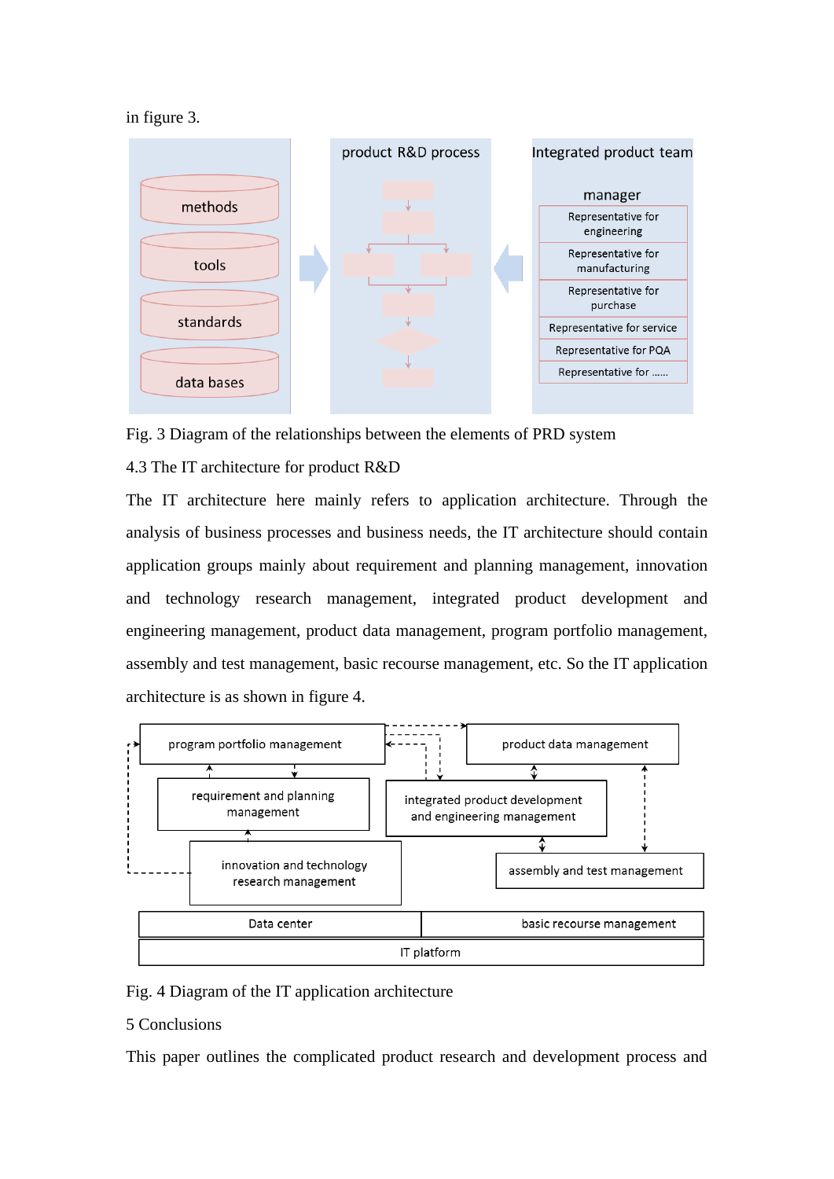in figure 3.

Fig. 3 Diagram of the relationships between the elements of PRD system

4.3 The IT architecture for product R&D

The IT architecture here mainly refers to application architecture. Through the analysis of business processes and business needs, the IT architecture should contain application groups mainly about requirement and planning management, innovation and technology research management, integrated product development and engineering management, product data management, program portfolio management, assembly and test management, basic recourse management, etc. So the IT application architecture is as shown in figure 4.

Fig. 4 Diagram of the IT application architecture

5 Conclusions

This paper outlines the complicated product research and development process and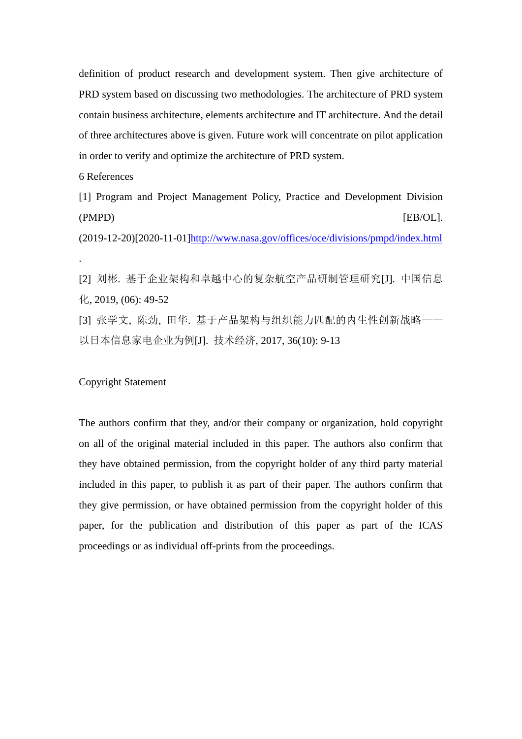definition of product research and development system. Then give architecture of PRD system based on discussing two methodologies. The architecture of PRD system contain business architecture, elements architecture and IT architecture. And the detail of three architectures above is given. Future work will concentrate on pilot application in order to verify and optimize the architecture of PRD system.

## 6 References

[1] Program and Project Management Policy, Practice and Development Division (PMPD) [EB/OL]. (2019-12-20)[2020-11-01]http://www.nasa.gov/offices/oce/divisions/pmpd/index.html.

[2] 刘彬. 基于企业架构和卓越中心的复杂航空产品研制管理研究[J]. 中国信息化, 2019, (06): 49-52

[3] 张学文, 陈劲, 田华. 基于产品架构与组织能力匹配的内生性创新战略——以日本信息家电企业为例[J]. 技术经济, 2017, 36(10): 9-13

## Copyright Statement

The authors confirm that they, and/or their company or organization, hold copyright on all of the original material included in this paper. The authors also confirm that they have obtained permission, from the copyright holder of any third party material included in this paper, to publish it as part of their paper. The authors confirm that they give permission, or have obtained permission from the copyright holder of this paper, for the publication and distribution of this paper as part of the ICAS proceedings or as individual off-prints from the proceedings.